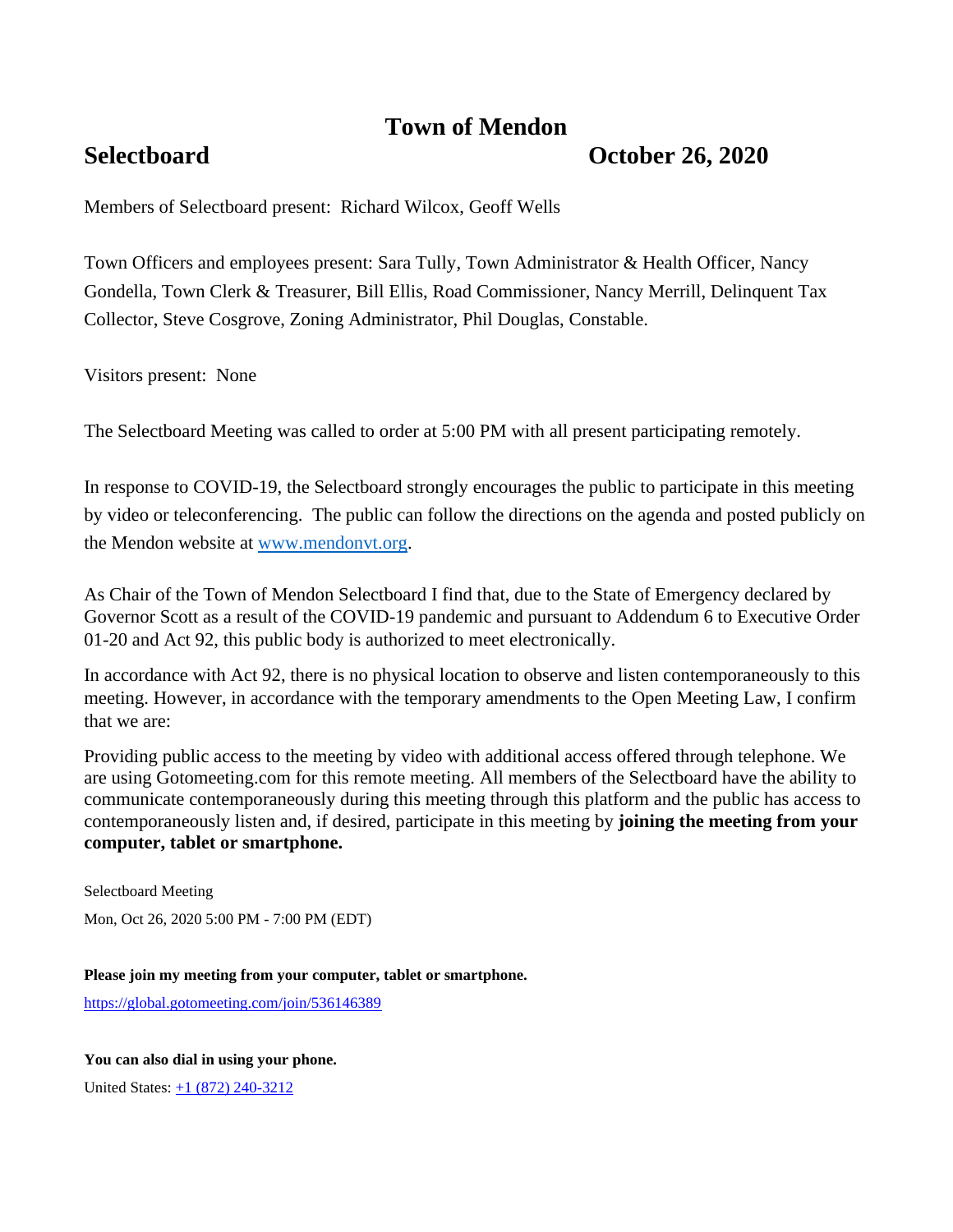# Town of Mendon

## Selectboard October 26, 2020

Members of Selectboard present: Richard Wilcox, Geoff Wells

Town Officers and employees present: Sara Tully, Town Administrator & Health Officer, Nancy Gondella, Town Clerk & Treasurer, Bill Ellis, Road Commissioner, Nancy Merrill, Delinquent Tax Collector, Steve Cosgrove, Zoning Administrator, Phil Douglas, Constable.

Visitors present: None

The Selectboard Meeting was called to order at 5:00 PM with all present participating remotely.

In response to COVID-19, the Selectboard strongly encourages the public to participate in this meeting by video or teleconferencing. The public can follow the directions on the agenda and posted publicly on the Mendon website at [www.mendonvt.org](http://www.mendonvt.org).

As Chair of the Town of Mendon Selectboard I find that, due to the State of Emergency declared by Governor Scott as a result of the COVID-19 pandemic and pursuant to Addendum 6 to Executive Order 01-20 and Act 92, this public body is authorized to meet electronically.

In accordance with Act 92, there is no physical location to observe and listen contemporaneously to this meeting. However, in accordance with the temporary amendments to the Open Meeting Law, I confirm that we are:

Providing public access to the meeting by video with additional access offered through telephone. We are using Gotomeeting.com for this remote meeting. All members of the Selectboard have the ability to communicate contemporaneously during this meeting through this platform and the public has access to contemporaneously listen and, if desired, participate in this meeting by **joining the meeting from your computer, tablet or smartphone.**

Selectboard Meeting

Mon, Oct 26, 2020 5:00 PM - 7:00 PM (EDT)

**Please join my meeting from your computer, tablet or smartphone.**

[https://global.gotomeeting.com/join/536146389](https://global.gotomeeting.com/join/536146389)

**You can also dial in using your phone.**

United States: [+1 (872) 240-3212](tel:+18722403212)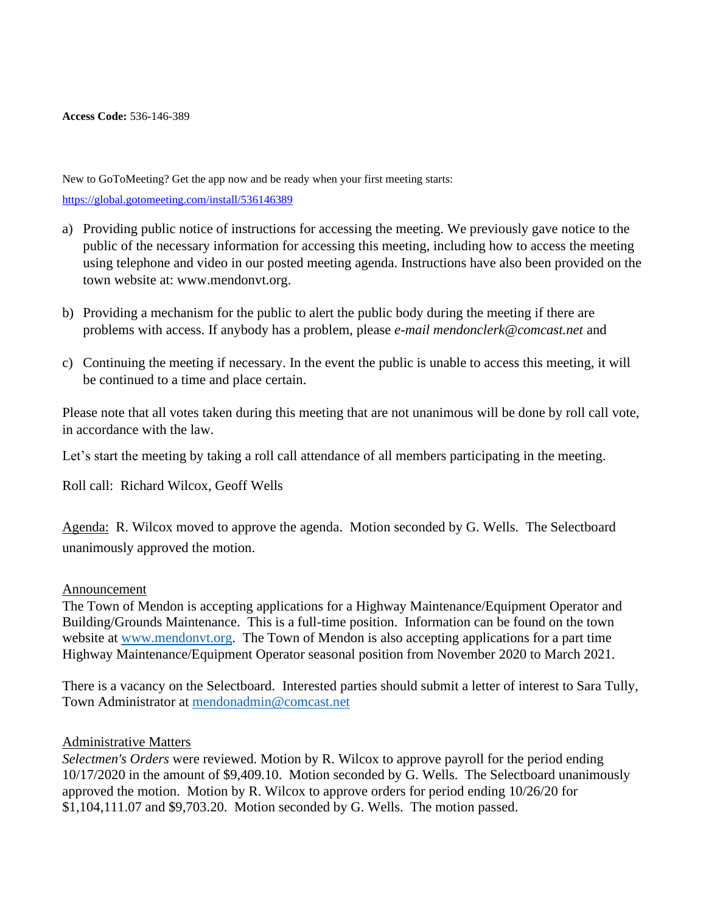**Access Code:** 536-146-389

New to GoToMeeting? Get the app now and be ready when your first meeting starts:

https://global.gotomeeting.com/install/536146389

a) Providing public notice of instructions for accessing the meeting. We previously gave notice to the public of the necessary information for accessing this meeting, including how to access the meeting using telephone and video in our posted meeting agenda. Instructions have also been provided on the town website at: www.mendonvt.org.

b) Providing a mechanism for the public to alert the public body during the meeting if there are problems with access. If anybody has a problem, please *e-mail mendonclerk@comcast.net* and

c) Continuing the meeting if necessary. In the event the public is unable to access this meeting, it will be continued to a time and place certain.

Please note that all votes taken during this meeting that are not unanimous will be done by roll call vote, in accordance with the law.

Let's start the meeting by taking a roll call attendance of all members participating in the meeting.

Roll call: Richard Wilcox, Geoff Wells

Agenda: R. Wilcox moved to approve the agenda. Motion seconded by G. Wells. The Selectboard unanimously approved the motion.

Announcement

The Town of Mendon is accepting applications for a Highway Maintenance/Equipment Operator and Building/Grounds Maintenance. This is a full-time position. Information can be found on the town website at www.mendonvt.org. The Town of Mendon is also accepting applications for a part time Highway Maintenance/Equipment Operator seasonal position from November 2020 to March 2021.

There is a vacancy on the Selectboard. Interested parties should submit a letter of interest to Sara Tully, Town Administrator at mendonadmin@comcast.net

Administrative Matters

*Selectmen's Orders* were reviewed. Motion by R. Wilcox to approve payroll for the period ending 10/17/2020 in the amount of $9,409.10. Motion seconded by G. Wells. The Selectboard unanimously approved the motion. Motion by R. Wilcox to approve orders for period ending 10/26/20 for $1,104,111.07 and $9,703.20. Motion seconded by G. Wells. The motion passed.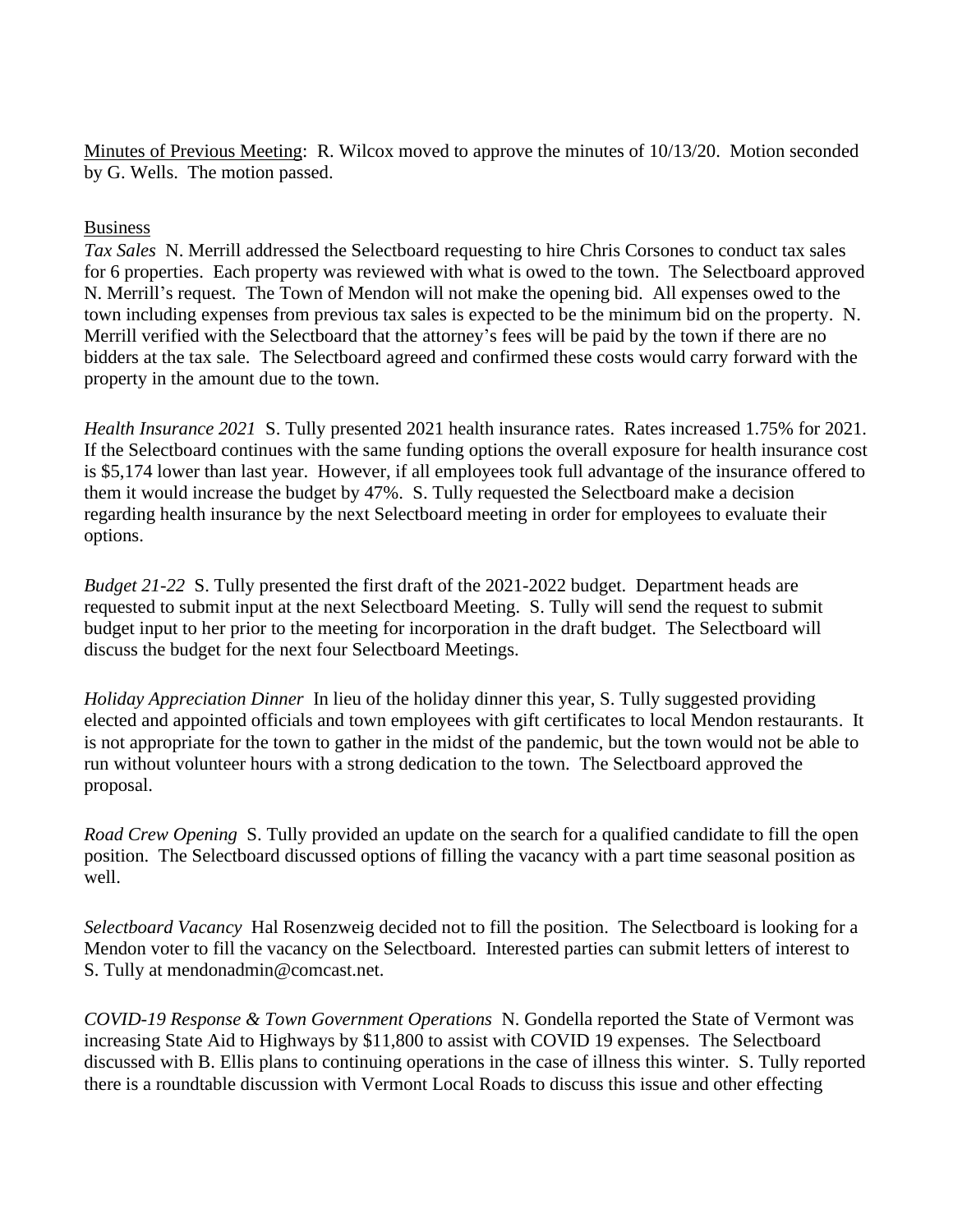<u>Minutes of Previous Meeting</u>: R. Wilcox moved to approve the minutes of 10/13/20. Motion seconded by G. Wells. The motion passed.

<u>Business</u>

*Tax Sales* N. Merrill addressed the Selectboard requesting to hire Chris Corsones to conduct tax sales for 6 properties. Each property was reviewed with what is owed to the town. The Selectboard approved N. Merrill's request. The Town of Mendon will not make the opening bid. All expenses owed to the town including expenses from previous tax sales is expected to be the minimum bid on the property. N. Merrill verified with the Selectboard that the attorney's fees will be paid by the town if there are no bidders at the tax sale. The Selectboard agreed and confirmed these costs would carry forward with the property in the amount due to the town.

*Health Insurance 2021* S. Tully presented 2021 health insurance rates. Rates increased 1.75% for 2021. If the Selectboard continues with the same funding options the overall exposure for health insurance cost is $5,174 lower than last year. However, if all employees took full advantage of the insurance offered to them it would increase the budget by 47%. S. Tully requested the Selectboard make a decision regarding health insurance by the next Selectboard meeting in order for employees to evaluate their options.

*Budget 21-22* S. Tully presented the first draft of the 2021-2022 budget. Department heads are requested to submit input at the next Selectboard Meeting. S. Tully will send the request to submit budget input to her prior to the meeting for incorporation in the draft budget. The Selectboard will discuss the budget for the next four Selectboard Meetings.

*Holiday Appreciation Dinner* In lieu of the holiday dinner this year, S. Tully suggested providing elected and appointed officials and town employees with gift certificates to local Mendon restaurants. It is not appropriate for the town to gather in the midst of the pandemic, but the town would not be able to run without volunteer hours with a strong dedication to the town. The Selectboard approved the proposal.

*Road Crew Opening* S. Tully provided an update on the search for a qualified candidate to fill the open position. The Selectboard discussed options of filling the vacancy with a part time seasonal position as well.

*Selectboard Vacancy* Hal Rosenzweig decided not to fill the position. The Selectboard is looking for a Mendon voter to fill the vacancy on the Selectboard. Interested parties can submit letters of interest to S. Tully at mendonadmin@comcast.net.

*COVID-19 Response & Town Government Operations* N. Gondella reported the State of Vermont was increasing State Aid to Highways by $11,800 to assist with COVID 19 expenses. The Selectboard discussed with B. Ellis plans to continuing operations in the case of illness this winter. S. Tully reported there is a roundtable discussion with Vermont Local Roads to discuss this issue and other effecting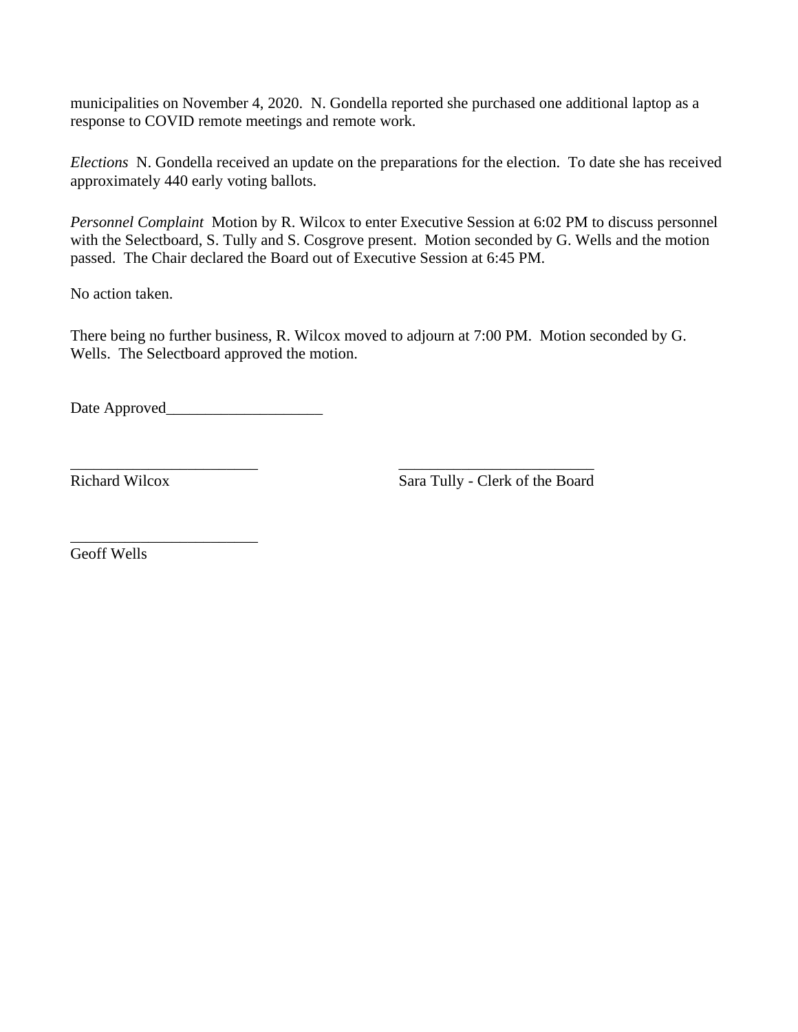municipalities on November 4, 2020. N. Gondella reported she purchased one additional laptop as a response to COVID remote meetings and remote work.

*Elections* N. Gondella received an update on the preparations for the election. To date she has received approximately 440 early voting ballots.

*Personnel Complaint* Motion by R. Wilcox to enter Executive Session at 6:02 PM to discuss personnel with the Selectboard, S. Tully and S. Cosgrove present. Motion seconded by G. Wells and the motion passed. The Chair declared the Board out of Executive Session at 6:45 PM.

No action taken.

There being no further business, R. Wilcox moved to adjourn at 7:00 PM. Motion seconded by G. Wells. The Selectboard approved the motion.

Date Approved____________________

________________________
Richard Wilcox

________________________
Sara Tully - Clerk of the Board

________________________
Geoff Wells